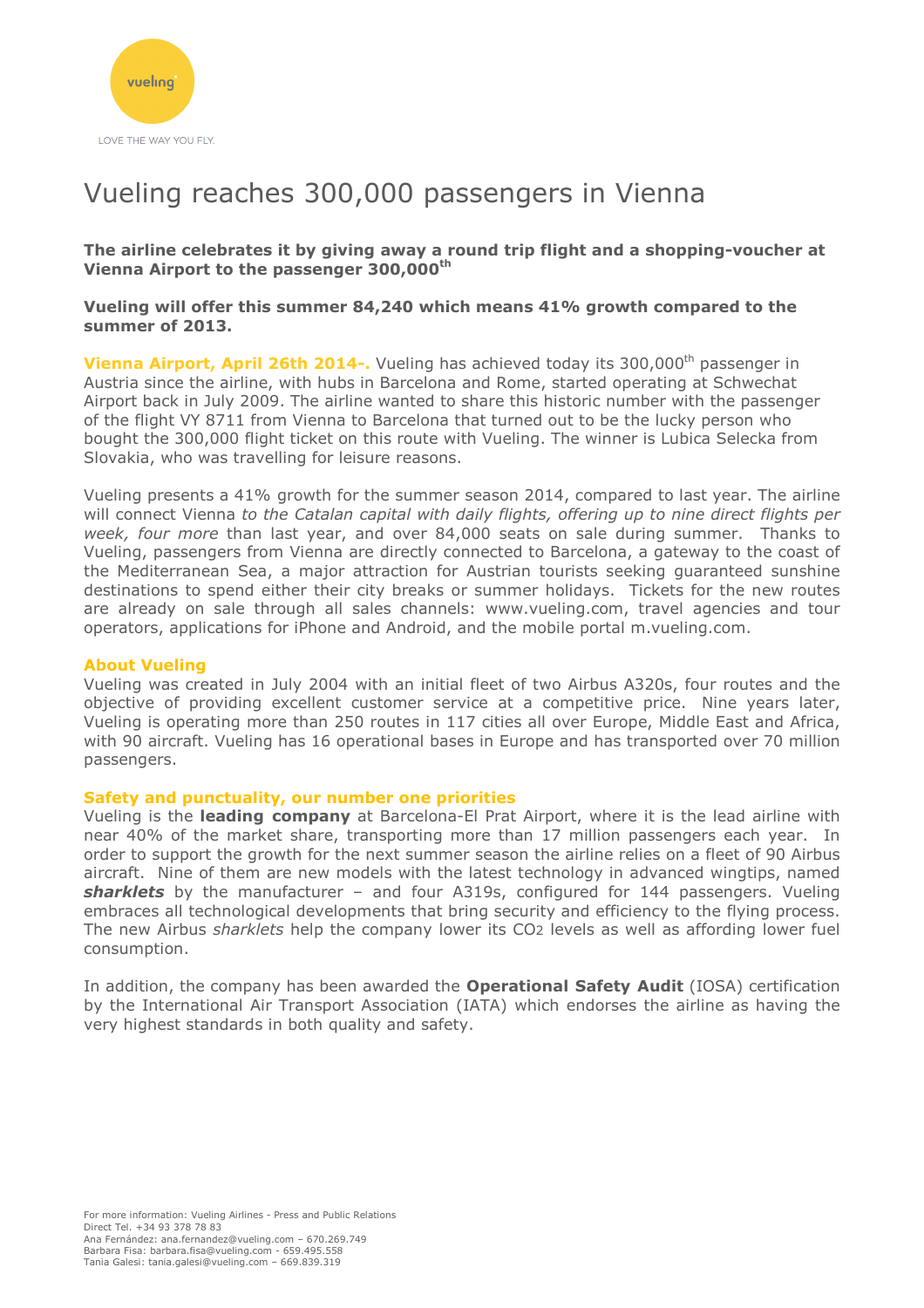vueling

LOVE THE WAY YOU FLY.

# Vueling reaches 300,000 passengers in Vienna

**The airline celebrates it by giving away a round trip flight and a shopping-voucher at Vienna Airport to the passenger 300,000th**

**Vueling will offer this summer 84,240 which means 41% growth compared to the summer of 2013.**

**Vienna Airport, April 26th 2014-.** Vueling has achieved today its 300,000th passenger in Austria since the airline, with hubs in Barcelona and Rome, started operating at Schwechat Airport back in July 2009. The airline wanted to share this historic number with the passenger of the flight VY 8711 from Vienna to Barcelona that turned out to be the lucky person who bought the 300,000 flight ticket on this route with Vueling. The winner is Lubica Selecka from Slovakia, who was travelling for leisure reasons.

Vueling presents a 41% growth for the summer season 2014, compared to last year. The airline will connect Vienna *to the Catalan capital with daily flights, offering up to nine direct flights per week, four more* than last year, and over 84,000 seats on sale during summer. Thanks to Vueling, passengers from Vienna are directly connected to Barcelona, a gateway to the coast of the Mediterranean Sea, a major attraction for Austrian tourists seeking guaranteed sunshine destinations to spend either their city breaks or summer holidays. Tickets for the new routes are already on sale through all sales channels: www.vueling.com, travel agencies and tour operators, applications for iPhone and Android, and the mobile portal m.vueling.com.

## About Vueling

Vueling was created in July 2004 with an initial fleet of two Airbus A320s, four routes and the objective of providing excellent customer service at a competitive price. Nine years later, Vueling is operating more than 250 routes in 117 cities all over Europe, Middle East and Africa, with 90 aircraft. Vueling has 16 operational bases in Europe and has transported over 70 million passengers.

## Safety and punctuality, our number one priorities

Vueling is the **leading company** at Barcelona-El Prat Airport, where it is the lead airline with near 40% of the market share, transporting more than 17 million passengers each year. In order to support the growth for the next summer season the airline relies on a fleet of 90 Airbus aircraft. Nine of them are new models with the latest technology in advanced wingtips, named ***sharklets*** by the manufacturer – and four A319s, configured for 144 passengers. Vueling embraces all technological developments that bring security and efficiency to the flying process. The new Airbus *sharklets* help the company lower its $CO_2$ levels as well as affording lower fuel consumption.

In addition, the company has been awarded the **Operational Safety Audit** (IOSA) certification by the International Air Transport Association (IATA) which endorses the airline as having the very highest standards in both quality and safety.

For more information: Vueling Airlines - Press and Public Relations
Direct Tel. +34 93 378 78 83
Ana Fernández: ana.fernandez@vueling.com – 670.269.749
Barbara Fisa: barbara.fisa@vueling.com - 659.495.558
Tania Galesi: tania.galesi@vueling.com – 669.839.319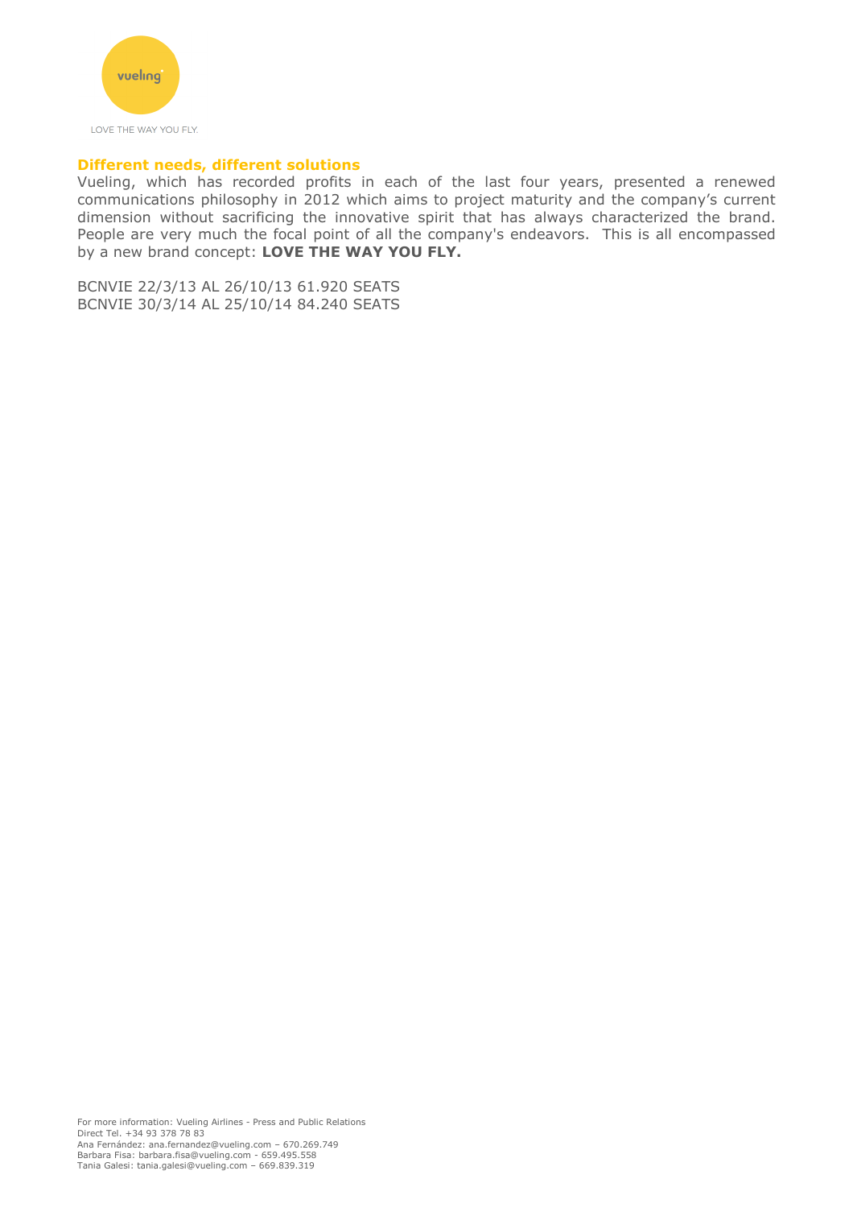LOVE THE WAY YOU FLY.

### Different needs, different solutions

Vueling, which has recorded profits in each of the last four years, presented a renewed communications philosophy in 2012 which aims to project maturity and the company's current dimension without sacrificing the innovative spirit that has always characterized the brand. People are very much the focal point of all the company's endeavors. This is all encompassed by a new brand concept: **LOVE THE WAY YOU FLY.**

BCNVIE 22/3/13 AL 26/10/13 61.920 SEATS
BCNVIE 30/3/14 AL 25/10/14 84.240 SEATS

For more information: Vueling Airlines - Press and Public Relations
Direct Tel. +34 93 378 78 83
Ana Fernández: ana.fernandez@vueling.com – 670.269.749
Barbara Fisa: barbara.fisa@vueling.com - 659.495.558
Tania Galesi: tania.galesi@vueling.com – 669.839.319